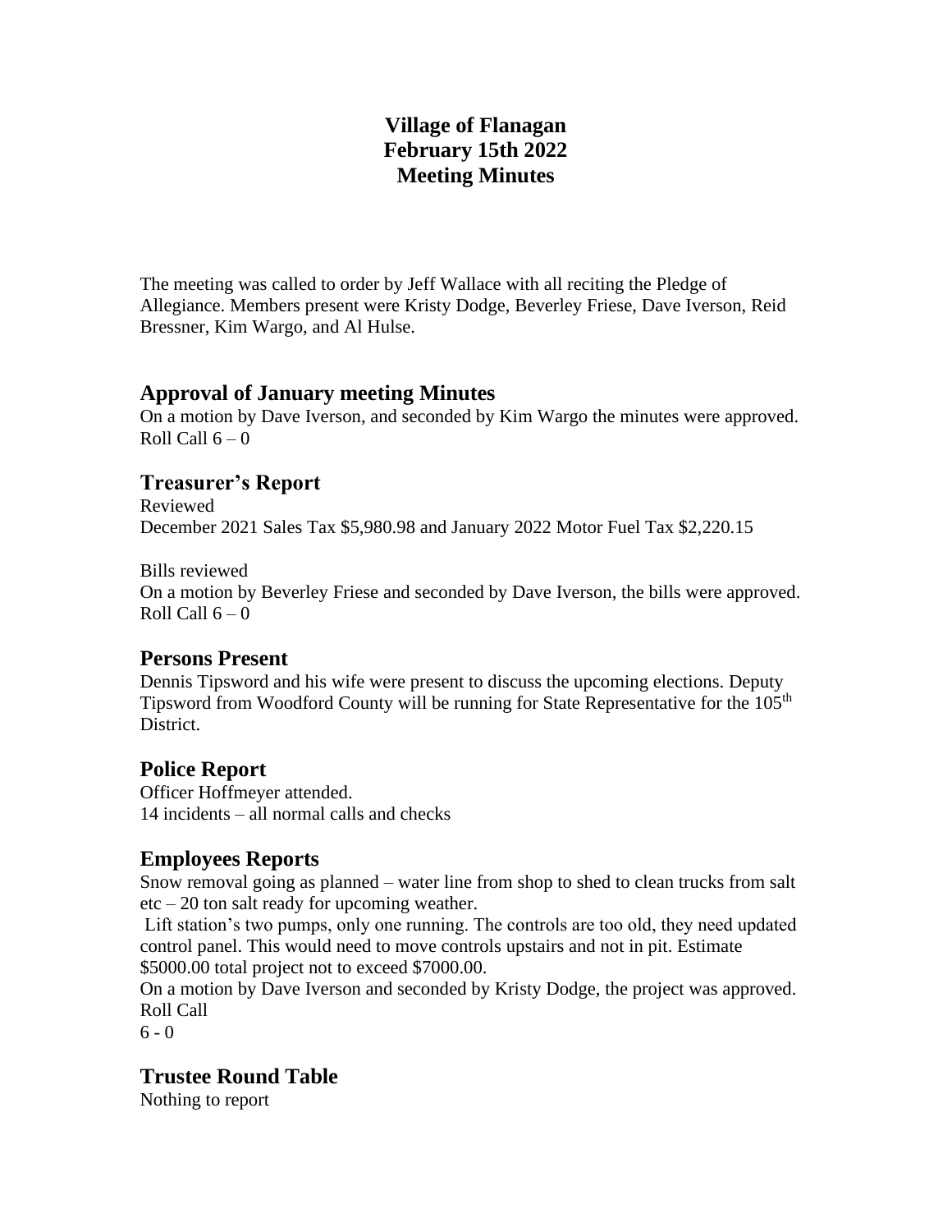# Village of Flanagan
# February 15th 2022
# Meeting Minutes

The meeting was called to order by Jeff Wallace with all reciting the Pledge of Allegiance. Members present were Kristy Dodge, Beverley Friese, Dave Iverson, Reid Bressner, Kim Wargo, and Al Hulse.

## Approval of January meeting Minutes

On a motion by Dave Iverson, and seconded by Kim Wargo the minutes were approved.
Roll Call 6 – 0

## Treasurer's Report

Reviewed
December 2021 Sales Tax $5,980.98 and January 2022 Motor Fuel Tax $2,220.15

Bills reviewed
On a motion by Beverley Friese and seconded by Dave Iverson, the bills were approved.
Roll Call 6 – 0

## Persons Present

Dennis Tipsword and his wife were present to discuss the upcoming elections. Deputy Tipsword from Woodford County will be running for State Representative for the 105th District.

## Police Report

Officer Hoffmeyer attended.
14 incidents – all normal calls and checks

## Employees Reports

Snow removal going as planned – water line from shop to shed to clean trucks from salt etc – 20 ton salt ready for upcoming weather.

Lift station's two pumps, only one running. The controls are too old, they need updated control panel. This would need to move controls upstairs and not in pit. Estimate $5000.00 total project not to exceed $7000.00.

On a motion by Dave Iverson and seconded by Kristy Dodge, the project was approved.
Roll Call
6 - 0

## Trustee Round Table

Nothing to report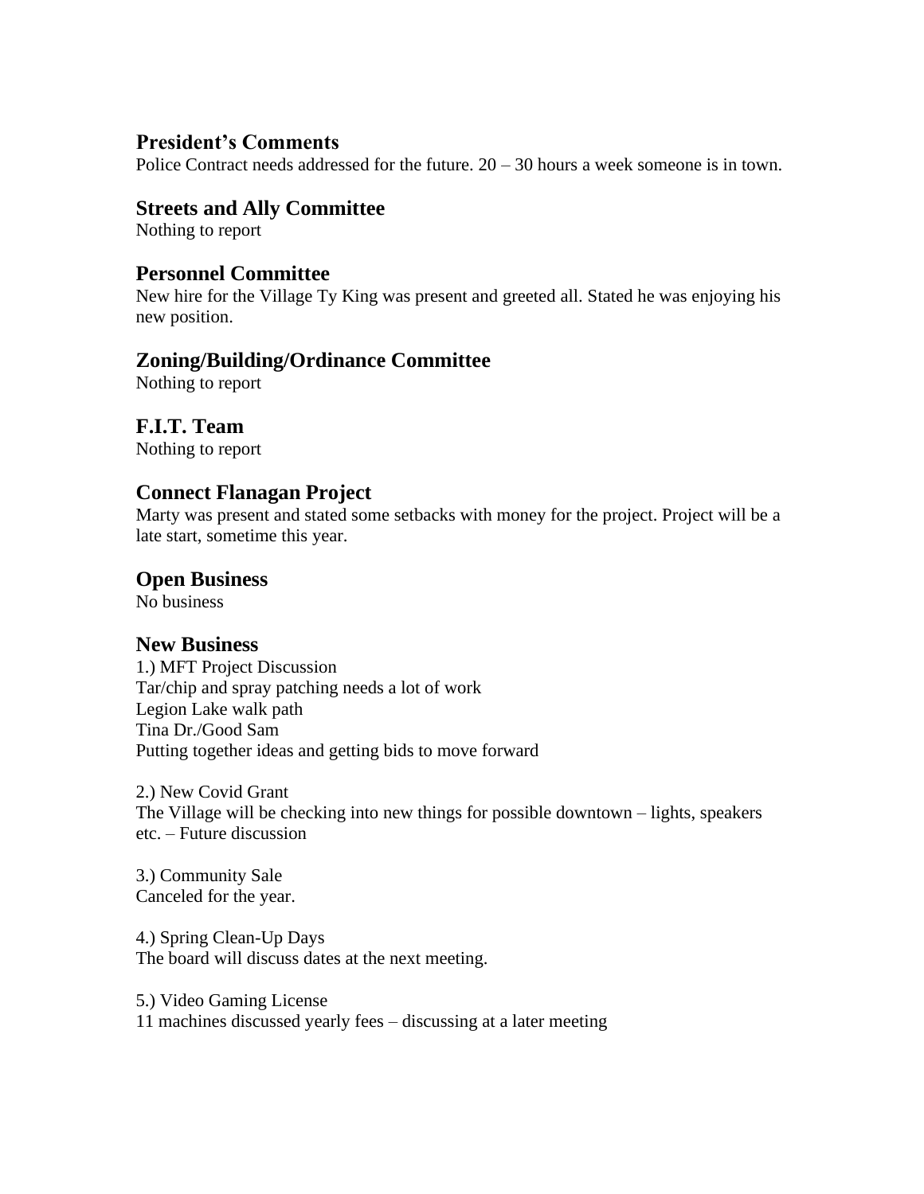## President's Comments

Police Contract needs addressed for the future. 20 – 30 hours a week someone is in town.

## Streets and Ally Committee

Nothing to report

## Personnel Committee

New hire for the Village Ty King was present and greeted all. Stated he was enjoying his new position.

## Zoning/Building/Ordinance Committee

Nothing to report

## F.I.T. Team

Nothing to report

## Connect Flanagan Project

Marty was present and stated some setbacks with money for the project. Project will be a late start, sometime this year.

## Open Business

No business

## New Business

1.) MFT Project Discussion
Tar/chip and spray patching needs a lot of work
Legion Lake walk path
Tina Dr./Good Sam
Putting together ideas and getting bids to move forward

2.) New Covid Grant
The Village will be checking into new things for possible downtown – lights, speakers etc. – Future discussion

3.) Community Sale
Canceled for the year.

4.) Spring Clean-Up Days
The board will discuss dates at the next meeting.

5.) Video Gaming License
11 machines discussed yearly fees – discussing at a later meeting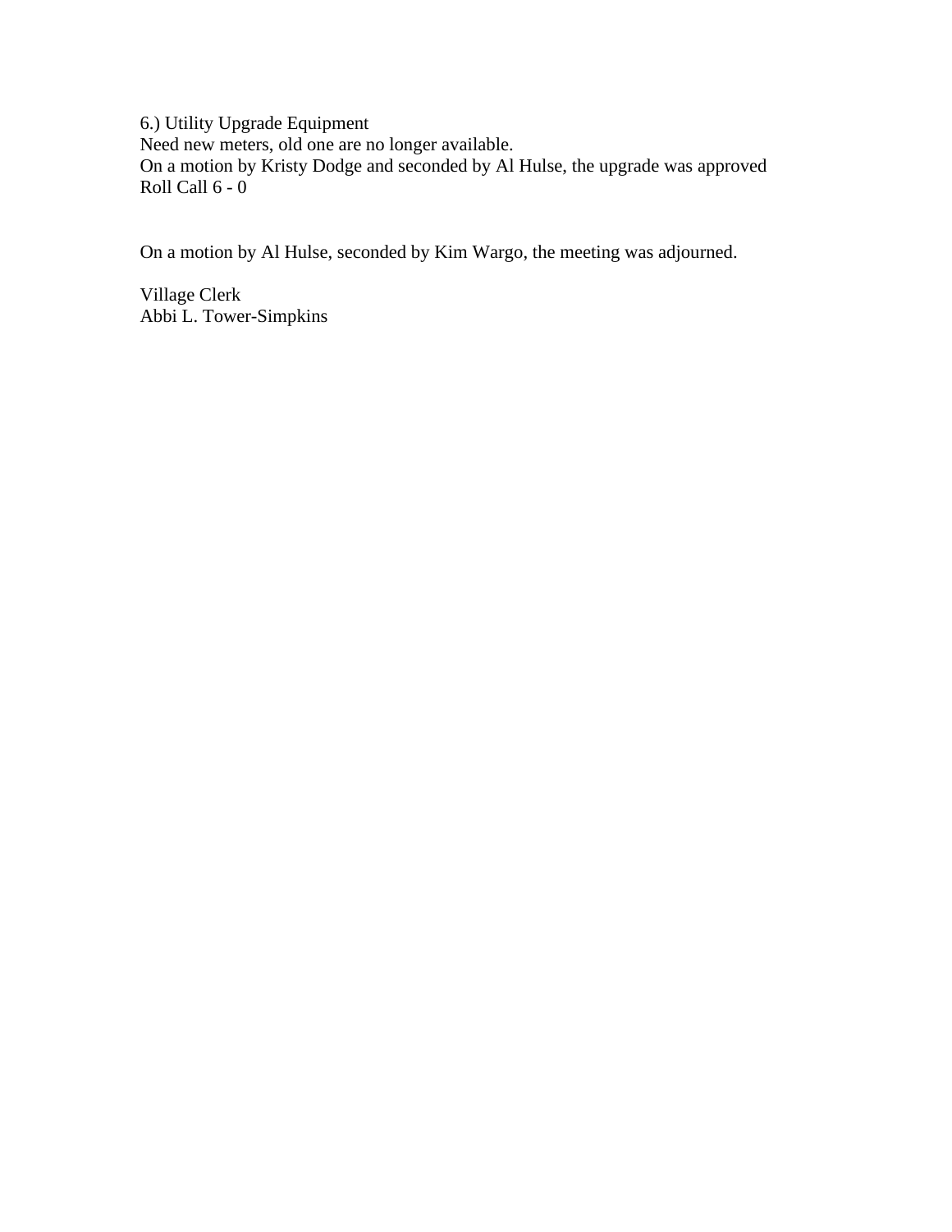6.) Utility Upgrade Equipment
Need new meters, old one are no longer available.
On a motion by Kristy Dodge and seconded by Al Hulse, the upgrade was approved
Roll Call 6 - 0

On a motion by Al Hulse, seconded by Kim Wargo, the meeting was adjourned.

Village Clerk
Abbi L. Tower-Simpkins